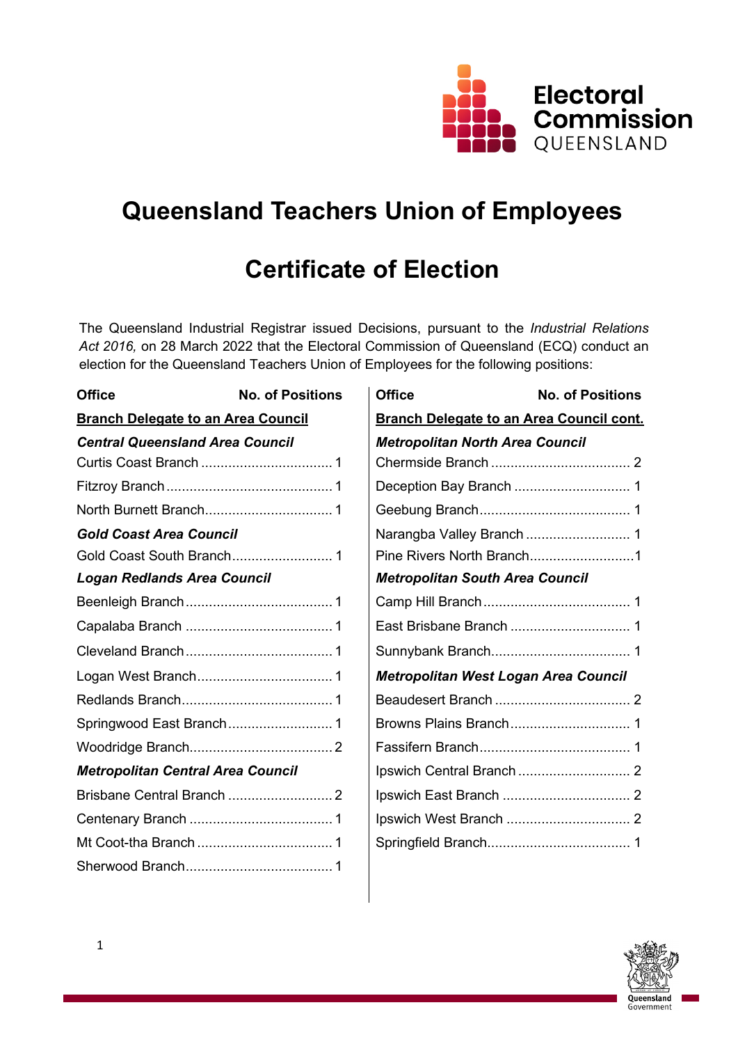# Queensland Teachers Union of Employees

# Certificate of Election

The Queensland Industrial Registrar issued Decisions, pursuant to the *Industrial Relations Act 2016,* on 28 March 2022 that the Electoral Commission of Queensland (ECQ) conduct an election for the Queensland Teachers Union of Employees for the following positions:

| Office | No. of Positions |
|---|---|
| **Branch Delegate to an Area Council** | |
| ***Central Queensland Area Council*** | |
| Curtis Coast Branch | 1 |
| Fitzroy Branch | 1 |
| North Burnett Branch | 1 |
| ***Gold Coast Area Council*** | |
| Gold Coast South Branch | 1 |
| ***Logan Redlands Area Council*** | |
| Beenleigh Branch | 1 |
| Capalaba Branch | 1 |
| Cleveland Branch | 1 |
| Logan West Branch | 1 |
| Redlands Branch | 1 |
| Springwood East Branch | 1 |
| Woodridge Branch | 2 |
| ***Metropolitan Central Area Council*** | |
| Brisbane Central Branch | 2 |
| Centenary Branch | 1 |
| Mt Coot-tha Branch | 1 |
| Sherwood Branch | 1 |

| Office | No. of Positions |
|---|---|
| **Branch Delegate to an Area Council cont.** | |
| ***Metropolitan North Area Council*** | |
| Chermside Branch | 2 |
| Deception Bay Branch | 1 |
| Geebung Branch | 1 |
| Narangba Valley Branch | 1 |
| Pine Rivers North Branch | 1 |
| ***Metropolitan South Area Council*** | |
| Camp Hill Branch | 1 |
| East Brisbane Branch | 1 |
| Sunnybank Branch | 1 |
| ***Metropolitan West Logan Area Council*** | |
| Beaudesert Branch | 2 |
| Browns Plains Branch | 1 |
| Fassifern Branch | 1 |
| Ipswich Central Branch | 2 |
| Ipswich East Branch | 2 |
| Ipswich West Branch | 2 |
| Springfield Branch | 1 |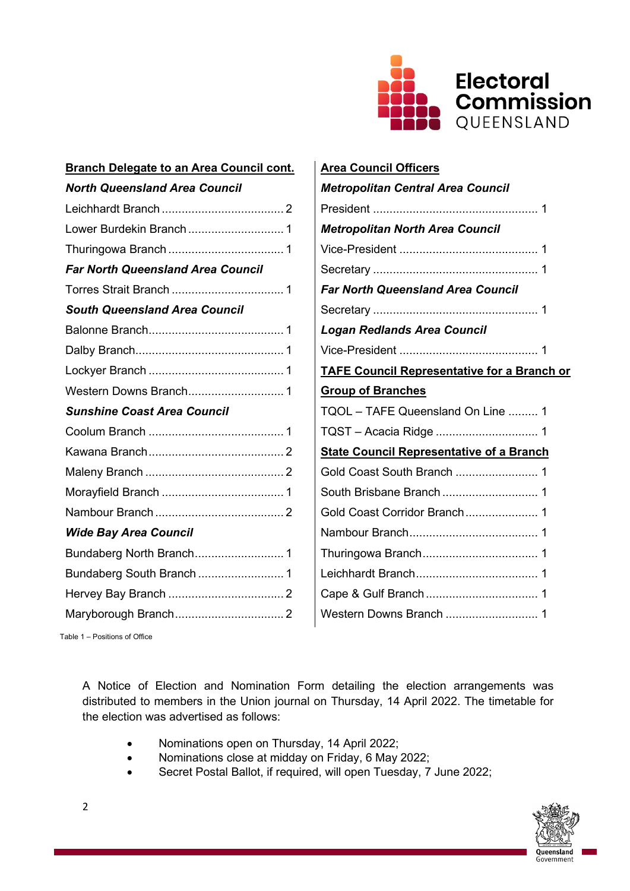**Branch Delegate to an Area Council cont.**

***North Queensland Area Council***

Leichhardt Branch ..................................... 2
Lower Burdekin Branch ............................. 1
Thuringowa Branch ................................... 1

***Far North Queensland Area Council***

Torres Strait Branch .................................. 1

***South Queensland Area Council***

Balonne Branch......................................... 1
Dalby Branch............................................. 1
Lockyer Branch ......................................... 1
Western Downs Branch............................. 1

***Sunshine Coast Area Council***

Coolum Branch ......................................... 1
Kawana Branch......................................... 2
Maleny Branch .......................................... 2
Morayfield Branch ..................................... 1
Nambour Branch ....................................... 2

***Wide Bay Area Council***

Bundaberg North Branch........................... 1
Bundaberg South Branch .......................... 1
Hervey Bay Branch ................................... 2
Maryborough Branch................................. 2

**Area Council Officers**

***Metropolitan Central Area Council***

President .................................................. 1

***Metropolitan North Area Council***

Vice-President .......................................... 1
Secretary .................................................. 1

***Far North Queensland Area Council***

Secretary .................................................. 1

***Logan Redlands Area Council***

Vice-President .......................................... 1

**TAFE Council Representative for a Branch or Group of Branches**

TQOL – TAFE Queensland On Line ......... 1
TQST – Acacia Ridge ............................... 1

**State Council Representative of a Branch**

Gold Coast South Branch ......................... 1
South Brisbane Branch ............................. 1
Gold Coast Corridor Branch...................... 1
Nambour Branch....................................... 1
Thuringowa Branch................................... 1
Leichhardt Branch..................................... 1
Cape & Gulf Branch.................................. 1
Western Downs Branch ............................ 1

Table 1 – Positions of Office

A Notice of Election and Nomination Form detailing the election arrangements was distributed to members in the Union journal on Thursday, 14 April 2022. The timetable for the election was advertised as follows:

- Nominations open on Thursday, 14 April 2022;
- Nominations close at midday on Friday, 6 May 2022;
- Secret Postal Ballot, if required, will open Tuesday, 7 June 2022;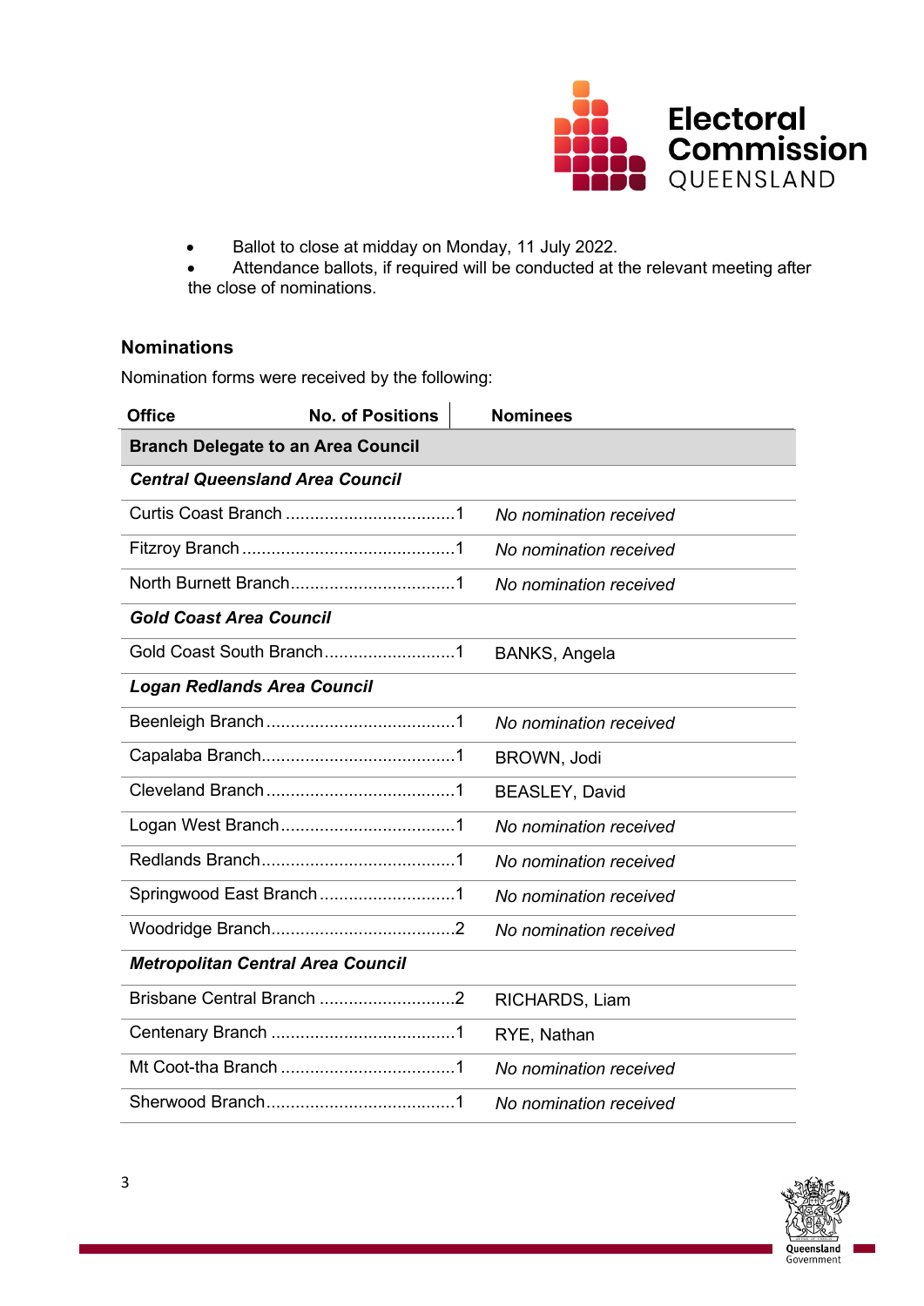- Ballot to close at midday on Monday, 11 July 2022.
- Attendance ballots, if required will be conducted at the relevant meeting after the close of nominations.

## Nominations

Nomination forms were received by the following:

| Office | No. of Positions | Nominees |
|---|---|---|
| **Branch Delegate to an Area Council** | | |
| ***Central Queensland Area Council*** | | |
| Curtis Coast Branch | 1 | *No nomination received* |
| Fitzroy Branch | 1 | *No nomination received* |
| North Burnett Branch | 1 | *No nomination received* |
| ***Gold Coast Area Council*** | | |
| Gold Coast South Branch | 1 | BANKS, Angela |
| ***Logan Redlands Area Council*** | | |
| Beenleigh Branch | 1 | *No nomination received* |
| Capalaba Branch | 1 | BROWN, Jodi |
| Cleveland Branch | 1 | BEASLEY, David |
| Logan West Branch | 1 | *No nomination received* |
| Redlands Branch | 1 | *No nomination received* |
| Springwood East Branch | 1 | *No nomination received* |
| Woodridge Branch | 2 | *No nomination received* |
| ***Metropolitan Central Area Council*** | | |
| Brisbane Central Branch | 2 | RICHARDS, Liam |
| Centenary Branch | 1 | RYE, Nathan |
| Mt Coot-tha Branch | 1 | *No nomination received* |
| Sherwood Branch | 1 | *No nomination received* |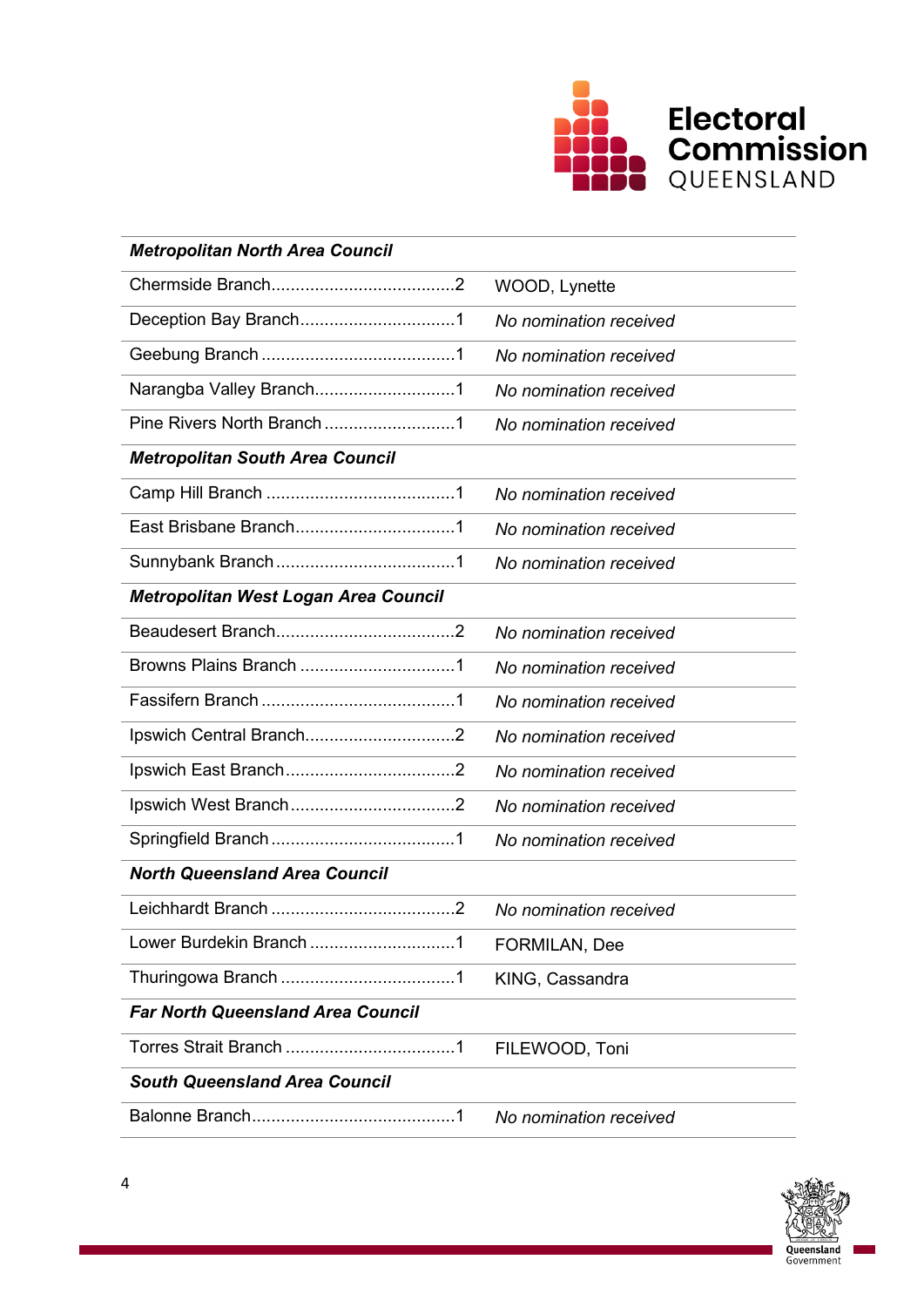| | |
|---|---|
| ***Metropolitan North Area Council*** | |
| Chermside Branch......................................2 | WOOD, Lynette |
| Deception Bay Branch................................1 | *No nomination received* |
| Geebung Branch ........................................1 | *No nomination received* |
| Narangba Valley Branch.............................1 | *No nomination received* |
| Pine Rivers North Branch ...........................1 | *No nomination received* |
| ***Metropolitan South Area Council*** | |
| Camp Hill Branch .......................................1 | *No nomination received* |
| East Brisbane Branch.................................1 | *No nomination received* |
| Sunnybank Branch .....................................1 | *No nomination received* |
| ***Metropolitan West Logan Area Council*** | |
| Beaudesert Branch.....................................2 | *No nomination received* |
| Browns Plains Branch ................................1 | *No nomination received* |
| Fassifern Branch ........................................1 | *No nomination received* |
| Ipswich Central Branch...............................2 | *No nomination received* |
| Ipswich East Branch...................................2 | *No nomination received* |
| Ipswich West Branch..................................2 | *No nomination received* |
| Springfield Branch ......................................1 | *No nomination received* |
| ***North Queensland Area Council*** | |
| Leichhardt Branch ......................................2 | *No nomination received* |
| Lower Burdekin Branch ..............................1 | FORMILAN, Dee |
| Thuringowa Branch ....................................1 | KING, Cassandra |
| ***Far North Queensland Area Council*** | |
| Torres Strait Branch ...................................1 | FILEWOOD, Toni |
| ***South Queensland Area Council*** | |
| Balonne Branch..........................................1 | *No nomination received* |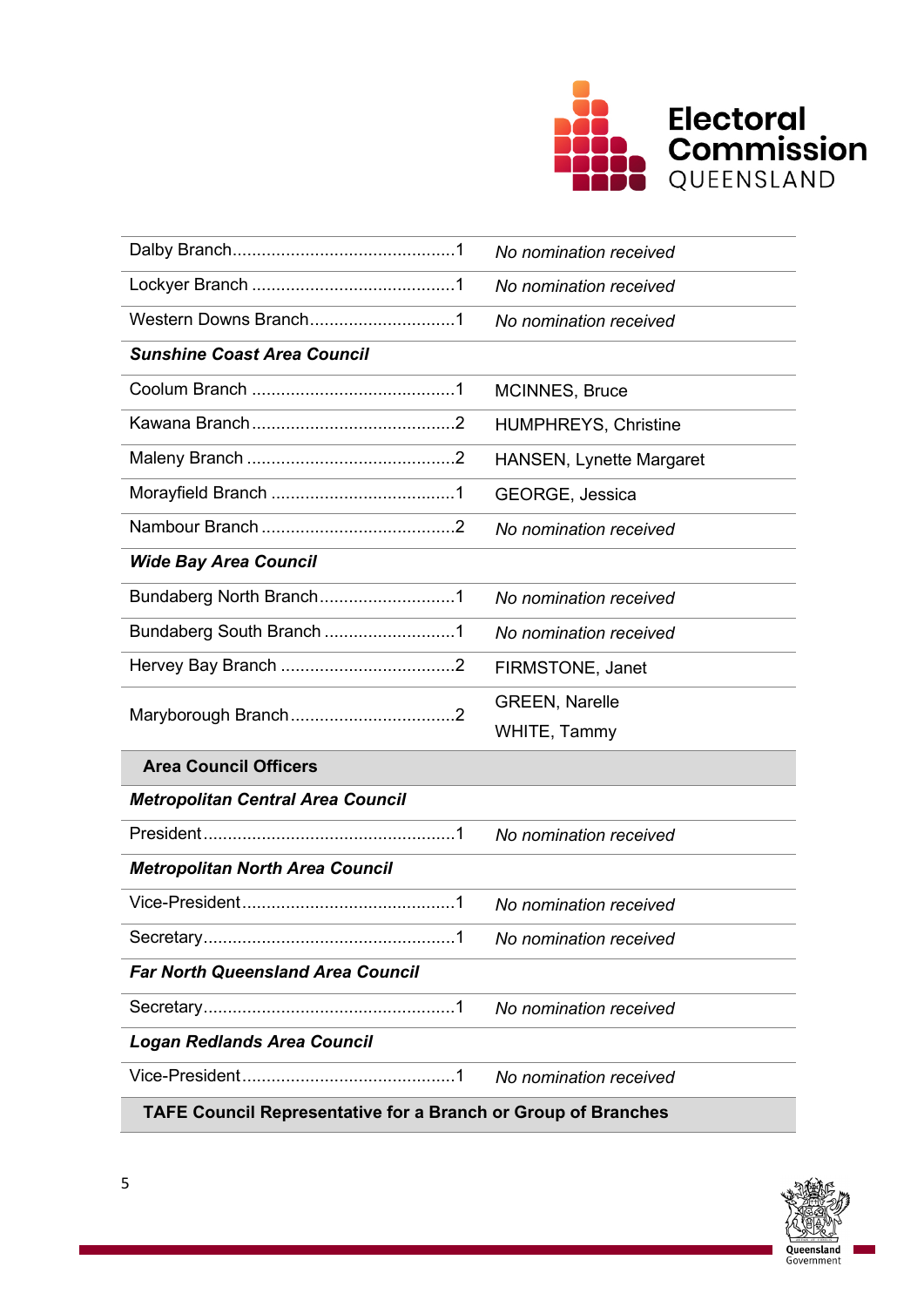| | |
|---|---|
| Dalby Branch.............................................1 | *No nomination received* |
| Lockyer Branch ..........................................1 | *No nomination received* |
| Western Downs Branch..............................1 | *No nomination received* |
| ***Sunshine Coast Area Council*** | |
| Coolum Branch ..........................................1 | MCINNES, Bruce |
| Kawana Branch..........................................2 | HUMPHREYS, Christine |
| Maleny Branch ...........................................2 | HANSEN, Lynette Margaret |
| Morayfield Branch ......................................1 | GEORGE, Jessica |
| Nambour Branch ........................................2 | *No nomination received* |
| ***Wide Bay Area Council*** | |
| Bundaberg North Branch............................1 | *No nomination received* |
| Bundaberg South Branch ...........................1 | *No nomination received* |
| Hervey Bay Branch ....................................2 | FIRMSTONE, Janet |
| Maryborough Branch..................................2 | GREEN, Narelle<br>WHITE, Tammy |
| **Area Council Officers** | |
| ***Metropolitan Central Area Council*** | |
| President....................................................1 | *No nomination received* |
| ***Metropolitan North Area Council*** | |
| Vice-President............................................1 | *No nomination received* |
| Secretary....................................................1 | *No nomination received* |
| ***Far North Queensland Area Council*** | |
| Secretary....................................................1 | *No nomination received* |
| ***Logan Redlands Area Council*** | |
| Vice-President............................................1 | *No nomination received* |
| **TAFE Council Representative for a Branch or Group of Branches** | |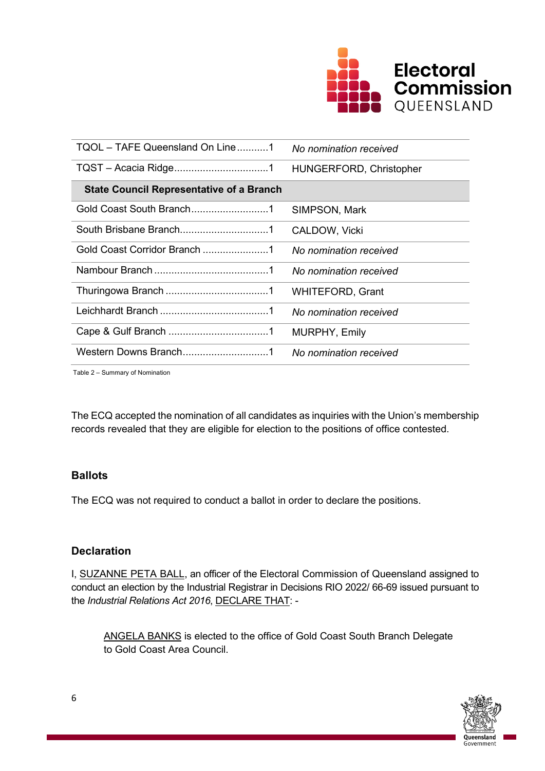| | |
|---|---|
| TQOL – TAFE Queensland On Line...........1 | *No nomination received* |
| TQST – Acacia Ridge.................................1 | HUNGERFORD, Christopher |
| **State Council Representative of a Branch** | |
| Gold Coast South Branch...........................1 | SIMPSON, Mark |
| South Brisbane Branch...............................1 | CALDOW, Vicki |
| Gold Coast Corridor Branch .......................1 | *No nomination received* |
| Nambour Branch ........................................1 | *No nomination received* |
| Thuringowa Branch ....................................1 | WHITEFORD, Grant |
| Leichhardt Branch ......................................1 | *No nomination received* |
| Cape & Gulf Branch ...................................1 | MURPHY, Emily |
| Western Downs Branch..............................1 | *No nomination received* |

Table 2 – Summary of Nomination

The ECQ accepted the nomination of all candidates as inquiries with the Union's membership records revealed that they are eligible for election to the positions of office contested.

### Ballots

The ECQ was not required to conduct a ballot in order to declare the positions.

### Declaration

I, SUZANNE PETA BALL, an officer of the Electoral Commission of Queensland assigned to conduct an election by the Industrial Registrar in Decisions RIO 2022/ 66-69 issued pursuant to the *Industrial Relations Act 2016*, DECLARE THAT: -

> ANGELA BANKS is elected to the office of Gold Coast South Branch Delegate to Gold Coast Area Council.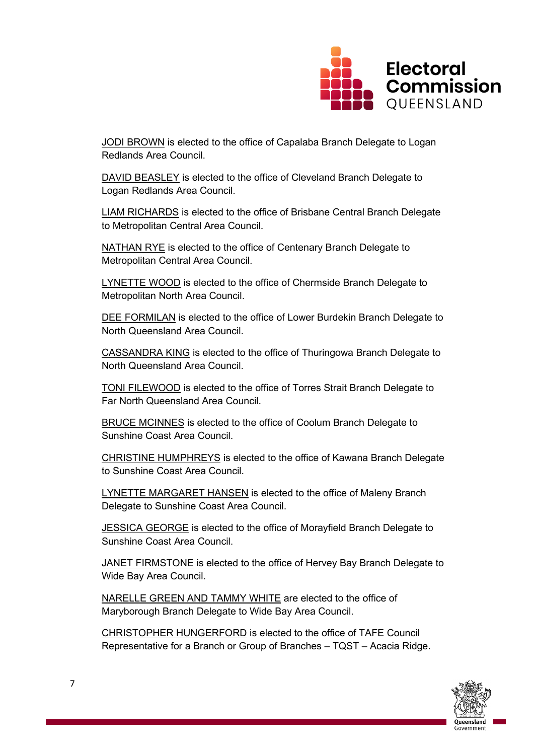JODI BROWN is elected to the office of Capalaba Branch Delegate to Logan Redlands Area Council.

DAVID BEASLEY is elected to the office of Cleveland Branch Delegate to Logan Redlands Area Council.

LIAM RICHARDS is elected to the office of Brisbane Central Branch Delegate to Metropolitan Central Area Council.

NATHAN RYE is elected to the office of Centenary Branch Delegate to Metropolitan Central Area Council.

LYNETTE WOOD is elected to the office of Chermside Branch Delegate to Metropolitan North Area Council.

DEE FORMILAN is elected to the office of Lower Burdekin Branch Delegate to North Queensland Area Council.

CASSANDRA KING is elected to the office of Thuringowa Branch Delegate to North Queensland Area Council.

TONI FILEWOOD is elected to the office of Torres Strait Branch Delegate to Far North Queensland Area Council.

BRUCE MCINNES is elected to the office of Coolum Branch Delegate to Sunshine Coast Area Council.

CHRISTINE HUMPHREYS is elected to the office of Kawana Branch Delegate to Sunshine Coast Area Council.

LYNETTE MARGARET HANSEN is elected to the office of Maleny Branch Delegate to Sunshine Coast Area Council.

JESSICA GEORGE is elected to the office of Morayfield Branch Delegate to Sunshine Coast Area Council.

JANET FIRMSTONE is elected to the office of Hervey Bay Branch Delegate to Wide Bay Area Council.

NARELLE GREEN AND TAMMY WHITE are elected to the office of Maryborough Branch Delegate to Wide Bay Area Council.

CHRISTOPHER HUNGERFORD is elected to the office of TAFE Council Representative for a Branch or Group of Branches – TQST – Acacia Ridge.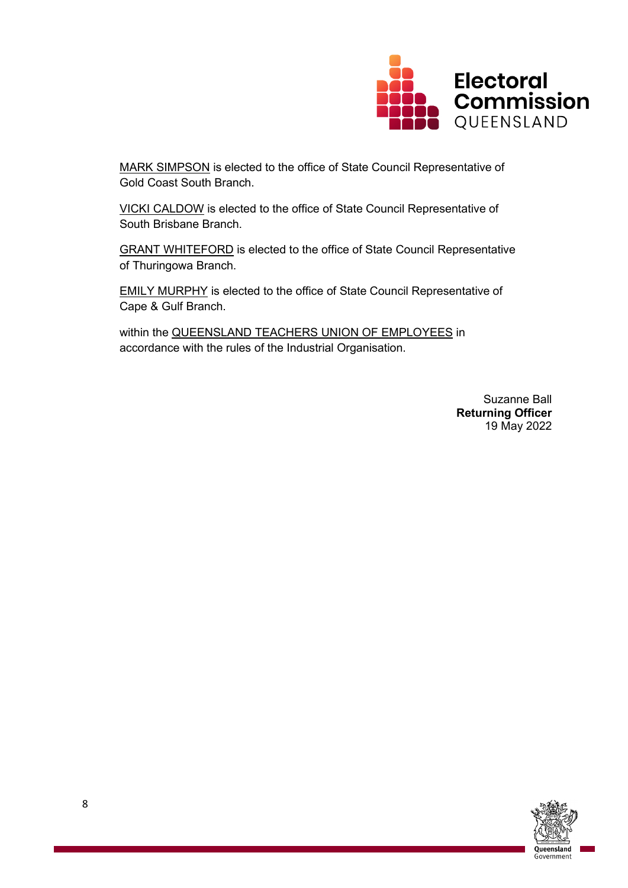<u>MARK SIMPSON</u> is elected to the office of State Council Representative of Gold Coast South Branch.

<u>VICKI CALDOW</u> is elected to the office of State Council Representative of South Brisbane Branch.

<u>GRANT WHITEFORD</u> is elected to the office of State Council Representative of Thuringowa Branch.

<u>EMILY MURPHY</u> is elected to the office of State Council Representative of Cape & Gulf Branch.

within the <u>QUEENSLAND TEACHERS UNION OF EMPLOYEES</u> in accordance with the rules of the Industrial Organisation.

Suzanne Ball
**Returning Officer**
19 May 2022